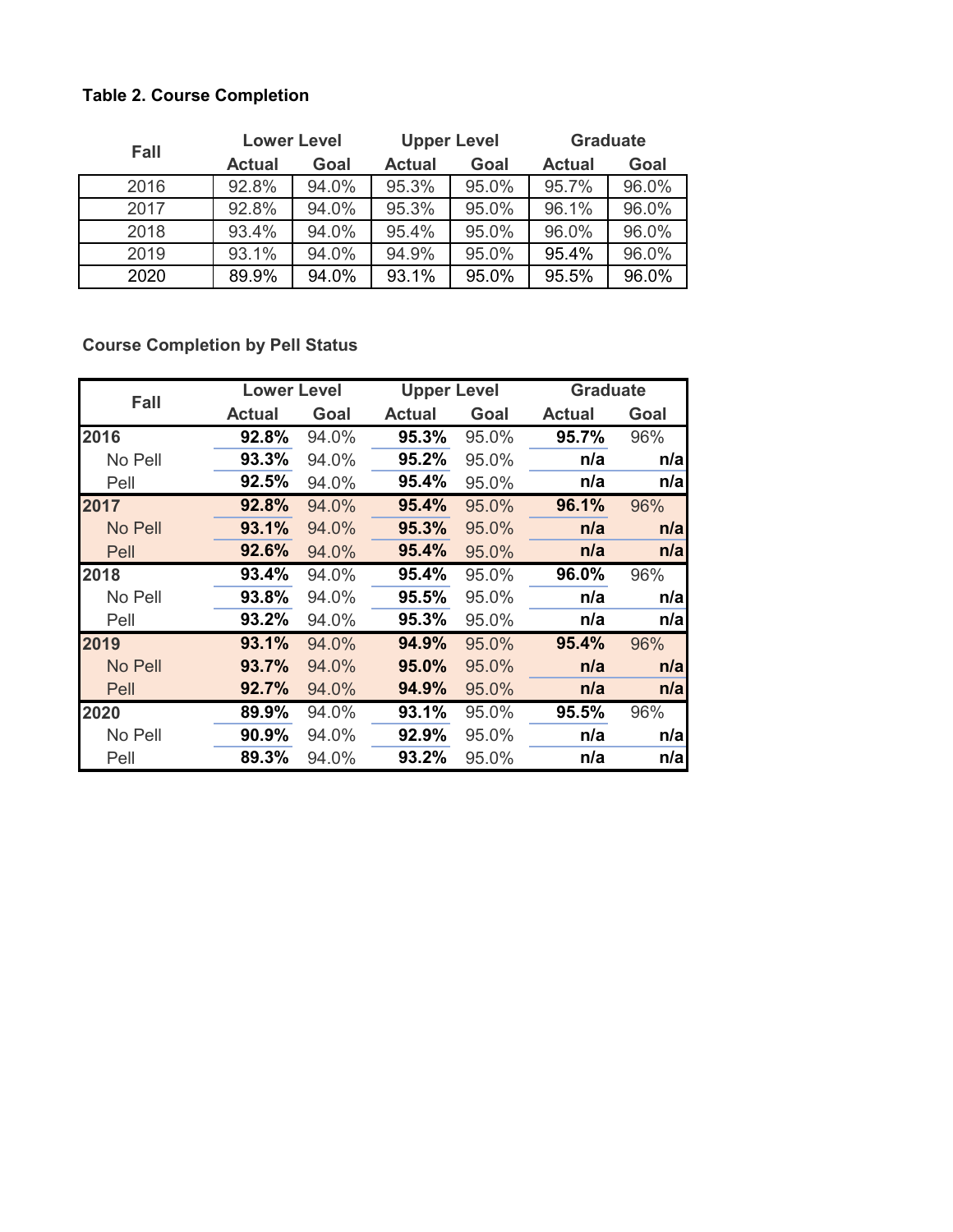**Table 2. Course Completion**

| Fall | Lower Level | | Upper Level | | Graduate | |
|---|---|---|---|---|---|---|
| | Actual | Goal | Actual | Goal | Actual | Goal |
| 2016 | 92.8% | 94.0% | 95.3% | 95.0% | 95.7% | 96.0% |
| 2017 | 92.8% | 94.0% | 95.3% | 95.0% | 96.1% | 96.0% |
| 2018 | 93.4% | 94.0% | 95.4% | 95.0% | 96.0% | 96.0% |
| 2019 | 93.1% | 94.0% | 94.9% | 95.0% | 95.4% | 96.0% |
| 2020 | 89.9% | 94.0% | 93.1% | 95.0% | 95.5% | 96.0% |

**Course Completion by Pell Status**

| Fall | Lower Level | | Upper Level | | Graduate | |
|---|---|---|---|---|---|---|
| | Actual | Goal | Actual | Goal | Actual | Goal |
| **2016** | **92.8%** | 94.0% | **95.3%** | 95.0% | **95.7%** | 96% |
| No Pell | **93.3%** | 94.0% | **95.2%** | 95.0% | **n/a** | **n/a** |
| Pell | **92.5%** | 94.0% | **95.4%** | 95.0% | **n/a** | **n/a** |
| **2017** | **92.8%** | 94.0% | **95.4%** | 95.0% | **96.1%** | 96% |
| No Pell | **93.1%** | 94.0% | **95.3%** | 95.0% | **n/a** | **n/a** |
| Pell | **92.6%** | 94.0% | **95.4%** | 95.0% | **n/a** | **n/a** |
| **2018** | **93.4%** | 94.0% | **95.4%** | 95.0% | **96.0%** | 96% |
| No Pell | **93.8%** | 94.0% | **95.5%** | 95.0% | **n/a** | **n/a** |
| Pell | **93.2%** | 94.0% | **95.3%** | 95.0% | **n/a** | **n/a** |
| **2019** | **93.1%** | 94.0% | **94.9%** | 95.0% | **95.4%** | 96% |
| No Pell | **93.7%** | 94.0% | **95.0%** | 95.0% | **n/a** | **n/a** |
| Pell | **92.7%** | 94.0% | **94.9%** | 95.0% | **n/a** | **n/a** |
| **2020** | **89.9%** | 94.0% | **93.1%** | 95.0% | **95.5%** | 96% |
| No Pell | **90.9%** | 94.0% | **92.9%** | 95.0% | **n/a** | **n/a** |
| Pell | **89.3%** | 94.0% | **93.2%** | 95.0% | **n/a** | **n/a** |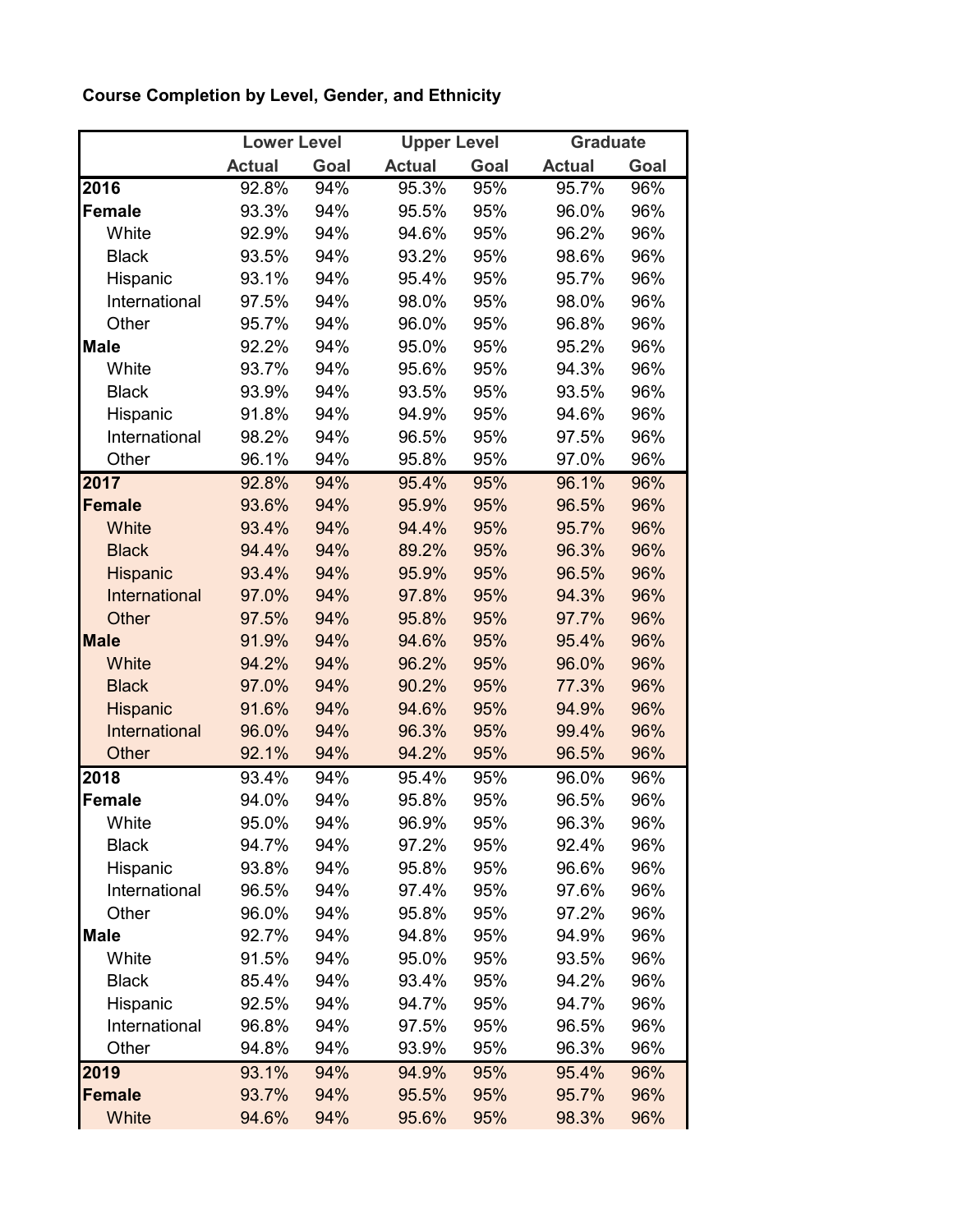**Course Completion by Level, Gender, and Ethnicity**

| | Lower Level | | Upper Level | | Graduate | |
|---|---|---|---|---|---|---|
| | Actual | Goal | Actual | Goal | Actual | Goal |
| **2016** | 92.8% | 94% | 95.3% | 95% | 95.7% | 96% |
| **Female** | 93.3% | 94% | 95.5% | 95% | 96.0% | 96% |
| White | 92.9% | 94% | 94.6% | 95% | 96.2% | 96% |
| Black | 93.5% | 94% | 93.2% | 95% | 98.6% | 96% |
| Hispanic | 93.1% | 94% | 95.4% | 95% | 95.7% | 96% |
| International | 97.5% | 94% | 98.0% | 95% | 98.0% | 96% |
| Other | 95.7% | 94% | 96.0% | 95% | 96.8% | 96% |
| **Male** | 92.2% | 94% | 95.0% | 95% | 95.2% | 96% |
| White | 93.7% | 94% | 95.6% | 95% | 94.3% | 96% |
| Black | 93.9% | 94% | 93.5% | 95% | 93.5% | 96% |
| Hispanic | 91.8% | 94% | 94.9% | 95% | 94.6% | 96% |
| International | 98.2% | 94% | 96.5% | 95% | 97.5% | 96% |
| Other | 96.1% | 94% | 95.8% | 95% | 97.0% | 96% |
| **2017** | 92.8% | 94% | 95.4% | 95% | 96.1% | 96% |
| **Female** | 93.6% | 94% | 95.9% | 95% | 96.5% | 96% |
| White | 93.4% | 94% | 94.4% | 95% | 95.7% | 96% |
| Black | 94.4% | 94% | 89.2% | 95% | 96.3% | 96% |
| Hispanic | 93.4% | 94% | 95.9% | 95% | 96.5% | 96% |
| International | 97.0% | 94% | 97.8% | 95% | 94.3% | 96% |
| Other | 97.5% | 94% | 95.8% | 95% | 97.7% | 96% |
| **Male** | 91.9% | 94% | 94.6% | 95% | 95.4% | 96% |
| White | 94.2% | 94% | 96.2% | 95% | 96.0% | 96% |
| Black | 97.0% | 94% | 90.2% | 95% | 77.3% | 96% |
| Hispanic | 91.6% | 94% | 94.6% | 95% | 94.9% | 96% |
| International | 96.0% | 94% | 96.3% | 95% | 99.4% | 96% |
| Other | 92.1% | 94% | 94.2% | 95% | 96.5% | 96% |
| **2018** | 93.4% | 94% | 95.4% | 95% | 96.0% | 96% |
| **Female** | 94.0% | 94% | 95.8% | 95% | 96.5% | 96% |
| White | 95.0% | 94% | 96.9% | 95% | 96.3% | 96% |
| Black | 94.7% | 94% | 97.2% | 95% | 92.4% | 96% |
| Hispanic | 93.8% | 94% | 95.8% | 95% | 96.6% | 96% |
| International | 96.5% | 94% | 97.4% | 95% | 97.6% | 96% |
| Other | 96.0% | 94% | 95.8% | 95% | 97.2% | 96% |
| **Male** | 92.7% | 94% | 94.8% | 95% | 94.9% | 96% |
| White | 91.5% | 94% | 95.0% | 95% | 93.5% | 96% |
| Black | 85.4% | 94% | 93.4% | 95% | 94.2% | 96% |
| Hispanic | 92.5% | 94% | 94.7% | 95% | 94.7% | 96% |
| International | 96.8% | 94% | 97.5% | 95% | 96.5% | 96% |
| Other | 94.8% | 94% | 93.9% | 95% | 96.3% | 96% |
| **2019** | 93.1% | 94% | 94.9% | 95% | 95.4% | 96% |
| **Female** | 93.7% | 94% | 95.5% | 95% | 95.7% | 96% |
| White | 94.6% | 94% | 95.6% | 95% | 98.3% | 96% |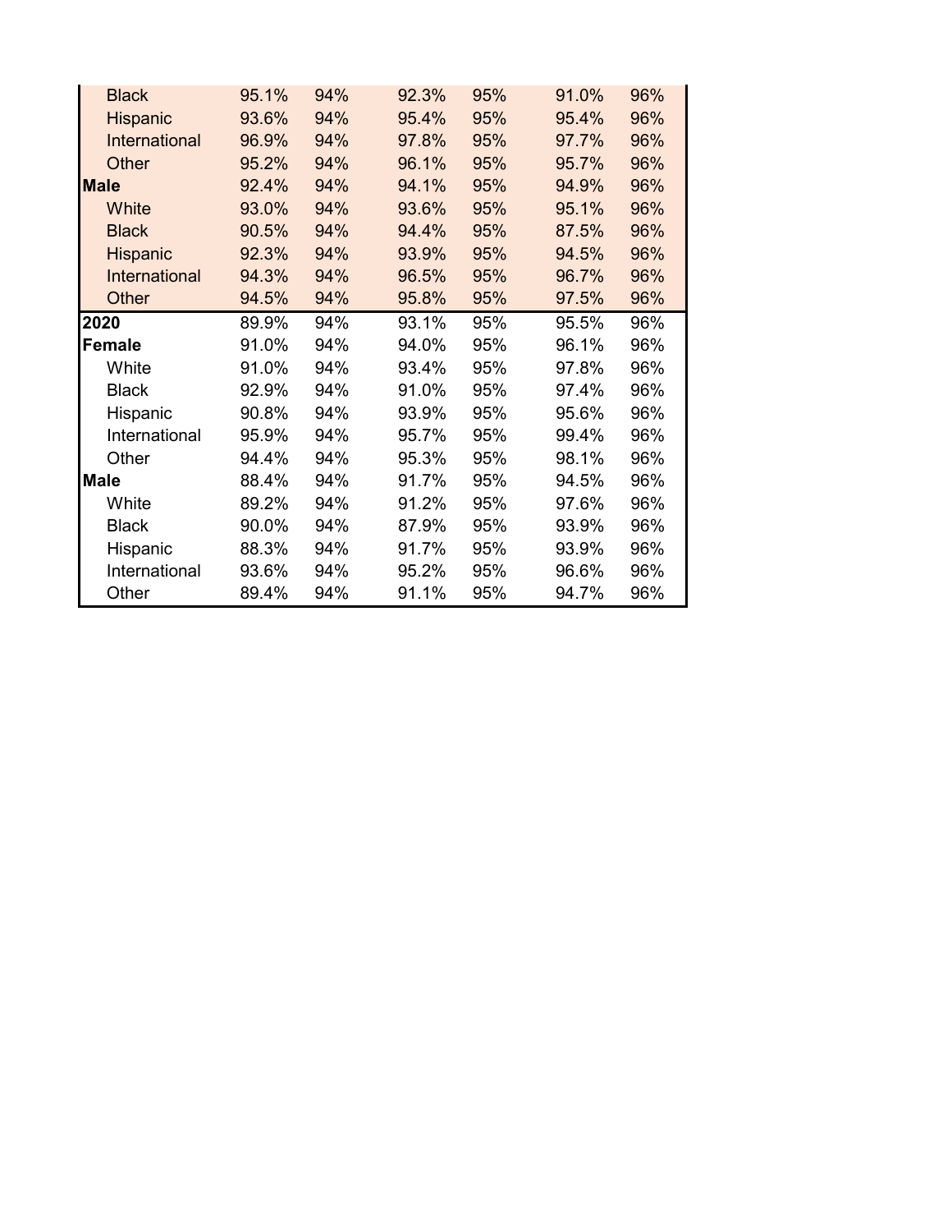| | | | | | | |
|---|---|---|---|---|---|---|
| Black | 95.1% | 94% | 92.3% | 95% | 91.0% | 96% |
| Hispanic | 93.6% | 94% | 95.4% | 95% | 95.4% | 96% |
| International | 96.9% | 94% | 97.8% | 95% | 97.7% | 96% |
| Other | 95.2% | 94% | 96.1% | 95% | 95.7% | 96% |
| **Male** | 92.4% | 94% | 94.1% | 95% | 94.9% | 96% |
| White | 93.0% | 94% | 93.6% | 95% | 95.1% | 96% |
| Black | 90.5% | 94% | 94.4% | 95% | 87.5% | 96% |
| Hispanic | 92.3% | 94% | 93.9% | 95% | 94.5% | 96% |
| International | 94.3% | 94% | 96.5% | 95% | 96.7% | 96% |
| Other | 94.5% | 94% | 95.8% | 95% | 97.5% | 96% |
| **2020** | 89.9% | 94% | 93.1% | 95% | 95.5% | 96% |
| **Female** | 91.0% | 94% | 94.0% | 95% | 96.1% | 96% |
| White | 91.0% | 94% | 93.4% | 95% | 97.8% | 96% |
| Black | 92.9% | 94% | 91.0% | 95% | 97.4% | 96% |
| Hispanic | 90.8% | 94% | 93.9% | 95% | 95.6% | 96% |
| International | 95.9% | 94% | 95.7% | 95% | 99.4% | 96% |
| Other | 94.4% | 94% | 95.3% | 95% | 98.1% | 96% |
| **Male** | 88.4% | 94% | 91.7% | 95% | 94.5% | 96% |
| White | 89.2% | 94% | 91.2% | 95% | 97.6% | 96% |
| Black | 90.0% | 94% | 87.9% | 95% | 93.9% | 96% |
| Hispanic | 88.3% | 94% | 91.7% | 95% | 93.9% | 96% |
| International | 93.6% | 94% | 95.2% | 95% | 96.6% | 96% |
| Other | 89.4% | 94% | 91.1% | 95% | 94.7% | 96% |